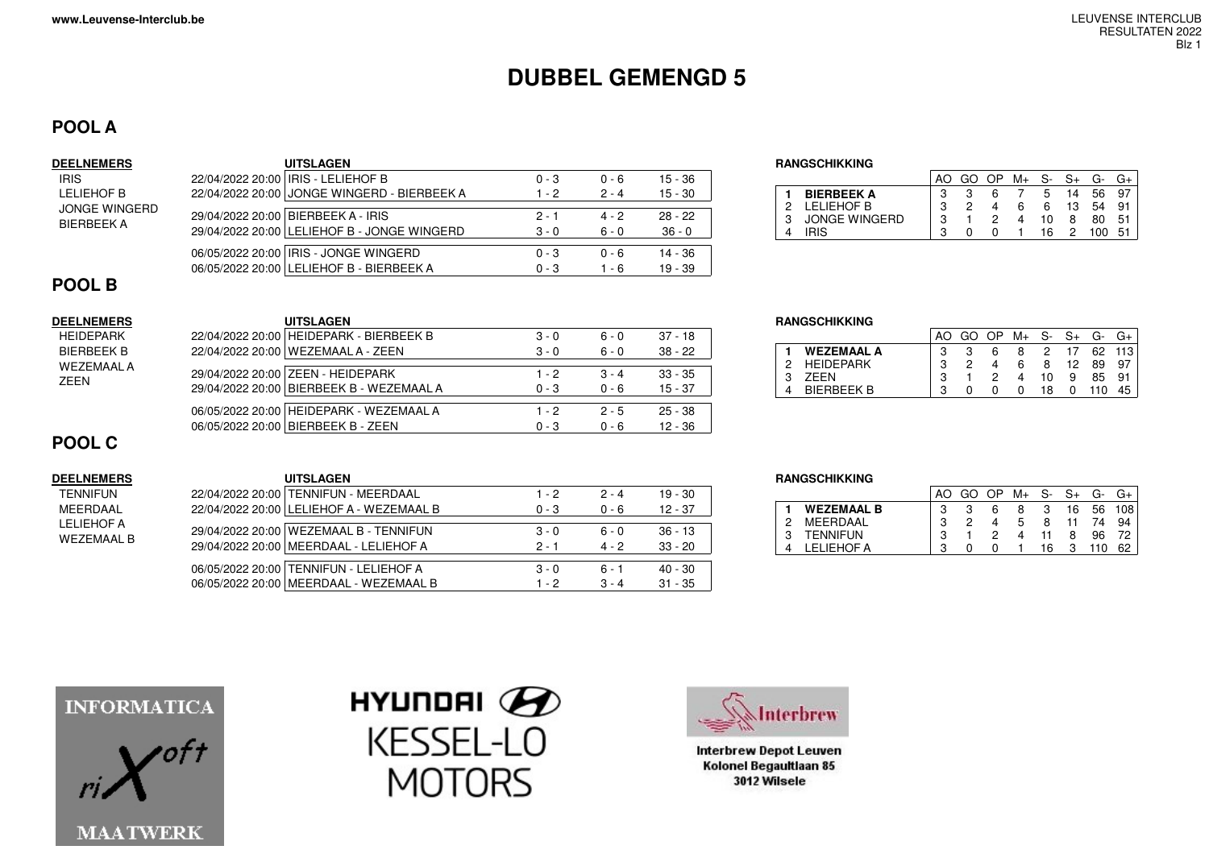# DUBBEL GEMENGD 5

## POOL A

**DEELNEMERS**

- IRIS
- LELIEHOF B
- JONGE WINGERD
- BIERBEEK A

**UITSLAGEN**

| Datum | Wedstrijd | | | |
|---|---|---|---|---|
| 22/04/2022 20:00 | IRIS - LELIEHOF B | 0 - 3 | 0 - 6 | 15 - 36 |
| 22/04/2022 20:00 | JONGE WINGERD - BIERBEEK A | 1 - 2 | 2 - 4 | 15 - 30 |
| 29/04/2022 20:00 | BIERBEEK A - IRIS | 2 - 1 | 4 - 2 | 28 - 22 |
| 29/04/2022 20:00 | LELIEHOF B - JONGE WINGERD | 3 - 0 | 6 - 0 | 36 - 0 |
| 06/05/2022 20:00 | IRIS - JONGE WINGERD | 0 - 3 | 0 - 6 | 14 - 36 |
| 06/05/2022 20:00 | LELIEHOF B - BIERBEEK A | 0 - 3 | 1 - 6 | 19 - 39 |

**RANGSCHIKKING**

| | | AO | GO | OP | M+ | S- | S+ | G- | G+ |
|---|---|---|---|---|---|---|---|---|---|
| **1** | **BIERBEEK A** | 3 | 3 | 6 | 7 | 5 | 14 | 56 | 97 |
| 2 | LELIEHOF B | 3 | 2 | 4 | 6 | 6 | 13 | 54 | 91 |
| 3 | JONGE WINGERD | 3 | 1 | 2 | 4 | 10 | 8 | 80 | 51 |
| 4 | IRIS | 3 | 0 | 0 | 1 | 16 | 2 | 100 | 51 |

## POOL B

**DEELNEMERS**

- HEIDEPARK
- BIERBEEK B
- WEZEMAAL A
- ZEEN

**UITSLAGEN**

| Datum | Wedstrijd | | | |
|---|---|---|---|---|
| 22/04/2022 20:00 | HEIDEPARK - BIERBEEK B | 3 - 0 | 6 - 0 | 37 - 18 |
| 22/04/2022 20:00 | WEZEMAAL A - ZEEN | 3 - 0 | 6 - 0 | 38 - 22 |
| 29/04/2022 20:00 | ZEEN - HEIDEPARK | 1 - 2 | 3 - 4 | 33 - 35 |
| 29/04/2022 20:00 | BIERBEEK B - WEZEMAAL A | 0 - 3 | 0 - 6 | 15 - 37 |
| 06/05/2022 20:00 | HEIDEPARK - WEZEMAAL A | 1 - 2 | 2 - 5 | 25 - 38 |
| 06/05/2022 20:00 | BIERBEEK B - ZEEN | 0 - 3 | 0 - 6 | 12 - 36 |

**RANGSCHIKKING**

| | | AO | GO | OP | M+ | S- | S+ | G- | G+ |
|---|---|---|---|---|---|---|---|---|---|
| **1** | **WEZEMAAL A** | 3 | 3 | 6 | 8 | 2 | 17 | 62 | 113 |
| 2 | HEIDEPARK | 3 | 2 | 4 | 6 | 8 | 12 | 89 | 97 |
| 3 | ZEEN | 3 | 1 | 2 | 4 | 10 | 9 | 85 | 91 |
| 4 | BIERBEEK B | 3 | 0 | 0 | 0 | 18 | 0 | 110 | 45 |

## POOL C

**DEELNEMERS**

- TENNIFUN
- MEERDAAL
- LELIEHOF A
- WEZEMAAL B

**UITSLAGEN**

| Datum | Wedstrijd | | | |
|---|---|---|---|---|
| 22/04/2022 20:00 | TENNIFUN - MEERDAAL | 1 - 2 | 2 - 4 | 19 - 30 |
| 22/04/2022 20:00 | LELIEHOF A - WEZEMAAL B | 0 - 3 | 0 - 6 | 12 - 37 |
| 29/04/2022 20:00 | WEZEMAAL B - TENNIFUN | 3 - 0 | 6 - 0 | 36 - 13 |
| 29/04/2022 20:00 | MEERDAAL - LELIEHOF A | 2 - 1 | 4 - 2 | 33 - 20 |
| 06/05/2022 20:00 | TENNIFUN - LELIEHOF A | 3 - 0 | 6 - 1 | 40 - 30 |
| 06/05/2022 20:00 | MEERDAAL - WEZEMAAL B | 1 - 2 | 3 - 4 | 31 - 35 |

**RANGSCHIKKING**

| | | AO | GO | OP | M+ | S- | S+ | G- | G+ |
|---|---|---|---|---|---|---|---|---|---|
| **1** | **WEZEMAAL B** | 3 | 3 | 6 | 8 | 3 | 16 | 56 | 108 |
| 2 | MEERDAAL | 3 | 2 | 4 | 5 | 8 | 11 | 74 | 94 |
| 3 | TENNIFUN | 3 | 1 | 2 | 4 | 11 | 8 | 96 | 72 |
| 4 | LELIEHOF A | 3 | 0 | 0 | 1 | 16 | 3 | 110 | 62 |

INFORMATICA riXoft MAATWERK

HYUNDAI KESSEL-LO MOTORS

Interbrew

Interbrew Depot Leuven
Kolonel Begaultlaan 85
3012 Wilsele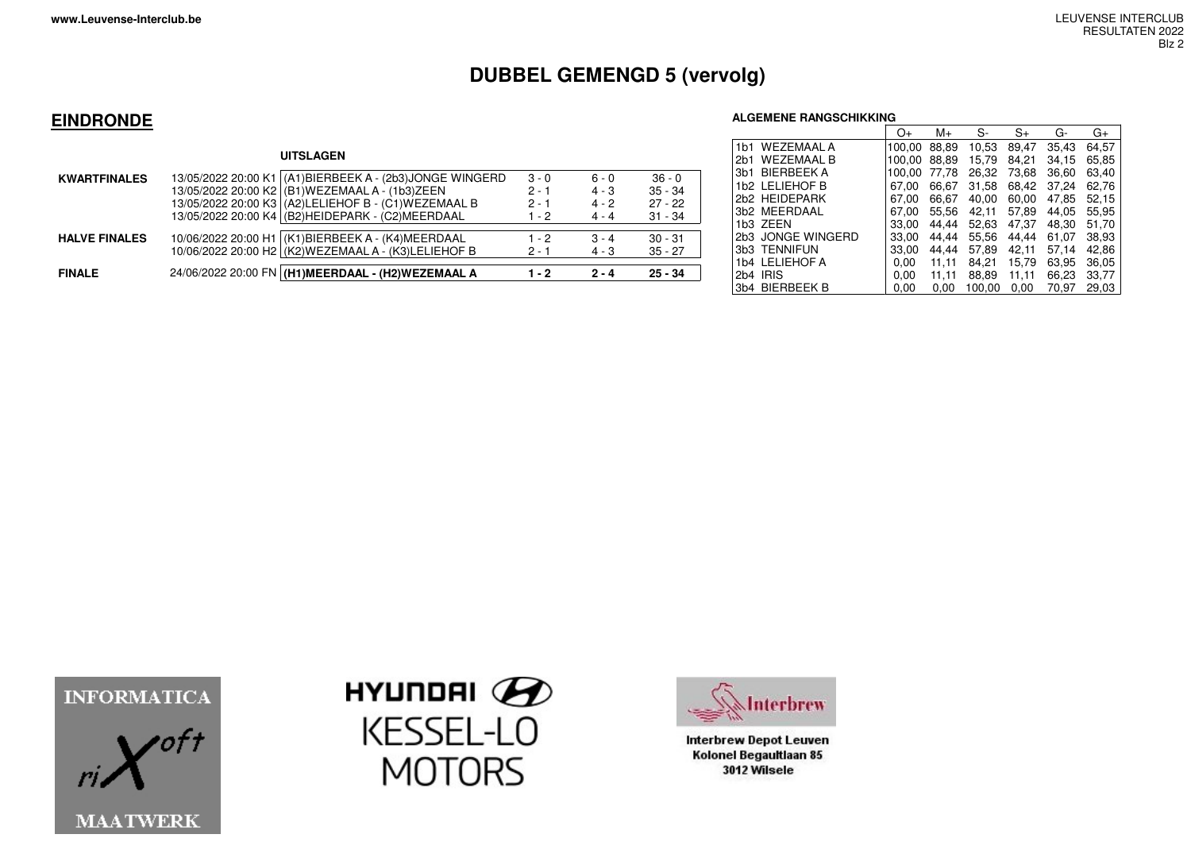# DUBBEL GEMENGD 5 (vervolg)

## EINDRONDE

### UITSLAGEN

| | | | | | |
|---|---|---|---|---|---|
| **KWARTFINALES** | 13/05/2022 20:00 K1 | (A1)BIERBEEK A - (2b3)JONGE WINGERD | 3 - 0 | 6 - 0 | 36 - 0 |
| | 13/05/2022 20:00 K2 | (B1)WEZEMAAL A - (1b3)ZEEN | 2 - 1 | 4 - 3 | 35 - 34 |
| | 13/05/2022 20:00 K3 | (A2)LELIEHOF B - (C1)WEZEMAAL B | 2 - 1 | 4 - 2 | 27 - 22 |
| | 13/05/2022 20:00 K4 | (B2)HEIDEPARK - (C2)MEERDAAL | 1 - 2 | 4 - 4 | 31 - 34 |
| **HALVE FINALES** | 10/06/2022 20:00 H1 | (K1)BIERBEEK A - (K4)MEERDAAL | 1 - 2 | 3 - 4 | 30 - 31 |
| | 10/06/2022 20:00 H2 | (K2)WEZEMAAL A - (K3)LELIEHOF B | 2 - 1 | 4 - 3 | 35 - 27 |
| **FINALE** | 24/06/2022 20:00 FN | **(H1)MEERDAAL - (H2)WEZEMAAL A** | **1 - 2** | **2 - 4** | **25 - 34** |

### ALGEMENE RANGSCHIKKING

| | O+ | M+ | S- | S+ | G- | G+ |
|---|---|---|---|---|---|---|
| 1b1 WEZEMAAL A | 100,00 | 88,89 | 10,53 | 89,47 | 35,43 | 64,57 |
| 2b1 WEZEMAAL B | 100,00 | 88,89 | 15,79 | 84,21 | 34,15 | 65,85 |
| 3b1 BIERBEEK A | 100,00 | 77,78 | 26,32 | 73,68 | 36,60 | 63,40 |
| 1b2 LELIEHOF B | 67,00 | 66,67 | 31,58 | 68,42 | 37,24 | 62,76 |
| 2b2 HEIDEPARK | 67,00 | 66,67 | 40,00 | 60,00 | 47,85 | 52,15 |
| 3b2 MEERDAAL | 67,00 | 55,56 | 42,11 | 57,89 | 44,05 | 55,95 |
| 1b3 ZEEN | 33,00 | 44,44 | 52,63 | 47,37 | 48,30 | 51,70 |
| 2b3 JONGE WINGERD | 33,00 | 44,44 | 55,56 | 44,44 | 61,07 | 38,93 |
| 3b3 TENNIFUN | 33,00 | 44,44 | 57,89 | 42,11 | 57,14 | 42,86 |
| 1b4 LELIEHOF A | 0,00 | 11,11 | 84,21 | 15,79 | 63,95 | 36,05 |
| 2b4 IRIS | 0,00 | 11,11 | 88,89 | 11,11 | 66,23 | 33,77 |
| 3b4 BIERBEEK B | 0,00 | 0,00 | 100,00 | 0,00 | 70,97 | 29,03 |

INFORMATICA riXoft MAATWERK

HYUNDAI KESSEL-LO MOTORS

Interbrew

Interbrew Depot Leuven
Kolonel Begaultlaan 85
3012 Wilsele